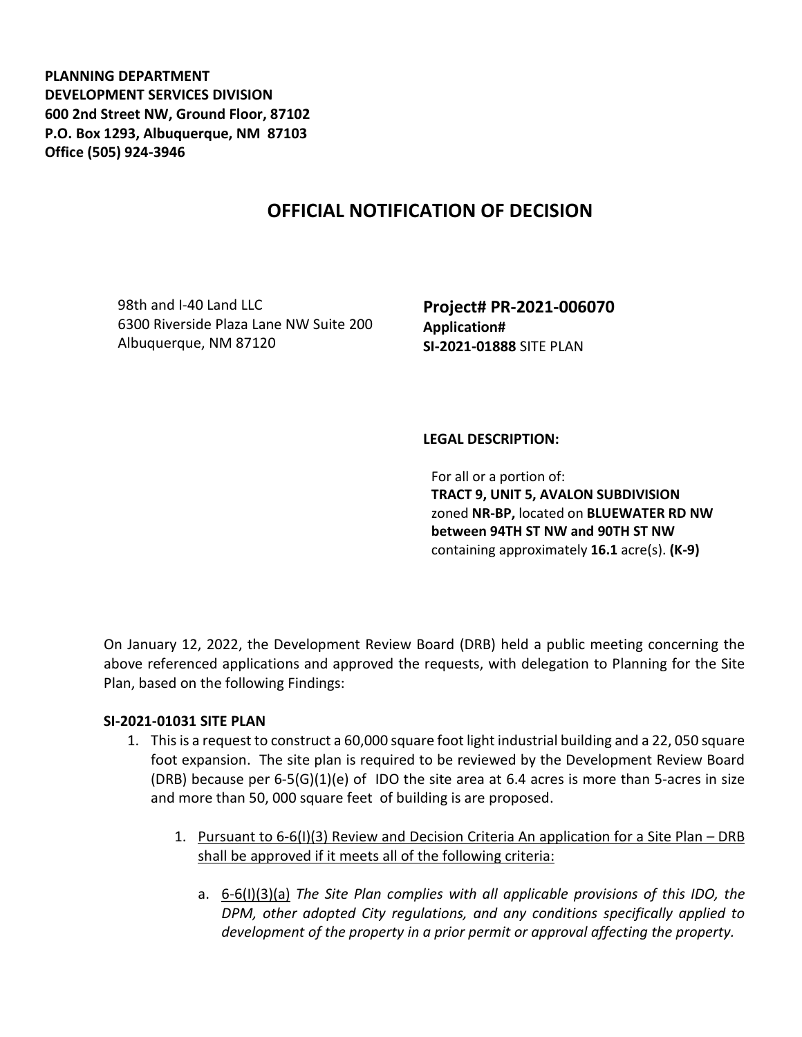**PLANNING DEPARTMENT**
**DEVELOPMENT SERVICES DIVISION**
**600 2nd Street NW, Ground Floor, 87102**
**P.O. Box 1293, Albuquerque, NM 87103**
**Office (505) 924-3946**

# OFFICIAL NOTIFICATION OF DECISION

98th and I-40 Land LLC
6300 Riverside Plaza Lane NW Suite 200
Albuquerque, NM 87120

**Project# PR-2021-006070**
**Application#**
**SI-2021-01888** SITE PLAN

**LEGAL DESCRIPTION:**

For all or a portion of:
**TRACT 9, UNIT 5, AVALON SUBDIVISION** zoned **NR-BP,** located on **BLUEWATER RD NW between 94TH ST NW and 90TH ST NW** containing approximately **16.1** acre(s). **(K-9)**

On January 12, 2022, the Development Review Board (DRB) held a public meeting concerning the above referenced applications and approved the requests, with delegation to Planning for the Site Plan, based on the following Findings:

**SI-2021-01031 SITE PLAN**

1. This is a request to construct a 60,000 square foot light industrial building and a 22, 050 square foot expansion. The site plan is required to be reviewed by the Development Review Board (DRB) because per 6-5(G)(1)(e) of IDO the site area at 6.4 acres is more than 5-acres in size and more than 50, 000 square feet of building is are proposed.

    1. Pursuant to 6-6(I)(3) Review and Decision Criteria An application for a Site Plan – DRB shall be approved if it meets all of the following criteria:

        a. 6-6(I)(3)(a) *The Site Plan complies with all applicable provisions of this IDO, the DPM, other adopted City regulations, and any conditions specifically applied to development of the property in a prior permit or approval affecting the property.*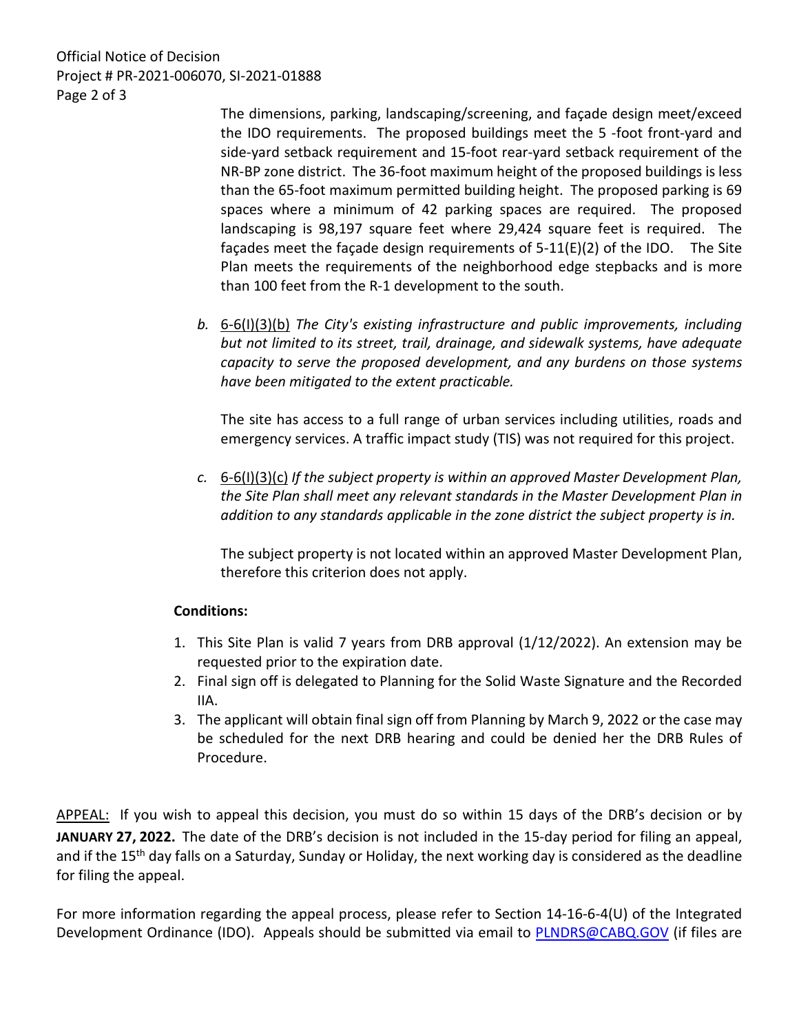The dimensions, parking, landscaping/screening, and façade design meet/exceed the IDO requirements. The proposed buildings meet the 5 -foot front-yard and side-yard setback requirement and 15-foot rear-yard setback requirement of the NR-BP zone district. The 36-foot maximum height of the proposed buildings is less than the 65-foot maximum permitted building height. The proposed parking is 69 spaces where a minimum of 42 parking spaces are required. The proposed landscaping is 98,197 square feet where 29,424 square feet is required. The façades meet the façade design requirements of 5-11(E)(2) of the IDO. The Site Plan meets the requirements of the neighborhood edge stepbacks and is more than 100 feet from the R-1 development to the south.

*b.* 6-6(I)(3)(b) *The City's existing infrastructure and public improvements, including but not limited to its street, trail, drainage, and sidewalk systems, have adequate capacity to serve the proposed development, and any burdens on those systems have been mitigated to the extent practicable.*

The site has access to a full range of urban services including utilities, roads and emergency services. A traffic impact study (TIS) was not required for this project.

*c.* 6-6(I)(3)(c) *If the subject property is within an approved Master Development Plan, the Site Plan shall meet any relevant standards in the Master Development Plan in addition to any standards applicable in the zone district the subject property is in.*

The subject property is not located within an approved Master Development Plan, therefore this criterion does not apply.

**Conditions:**

1. This Site Plan is valid 7 years from DRB approval (1/12/2022). An extension may be requested prior to the expiration date.
2. Final sign off is delegated to Planning for the Solid Waste Signature and the Recorded IIA.
3. The applicant will obtain final sign off from Planning by March 9, 2022 or the case may be scheduled for the next DRB hearing and could be denied her the DRB Rules of Procedure.

APPEAL: If you wish to appeal this decision, you must do so within 15 days of the DRB's decision or by **JANUARY 27, 2022.** The date of the DRB's decision is not included in the 15-day period for filing an appeal, and if the 15th day falls on a Saturday, Sunday or Holiday, the next working day is considered as the deadline for filing the appeal.

For more information regarding the appeal process, please refer to Section 14-16-6-4(U) of the Integrated Development Ordinance (IDO). Appeals should be submitted via email to PLNDRS@CABQ.GOV (if files are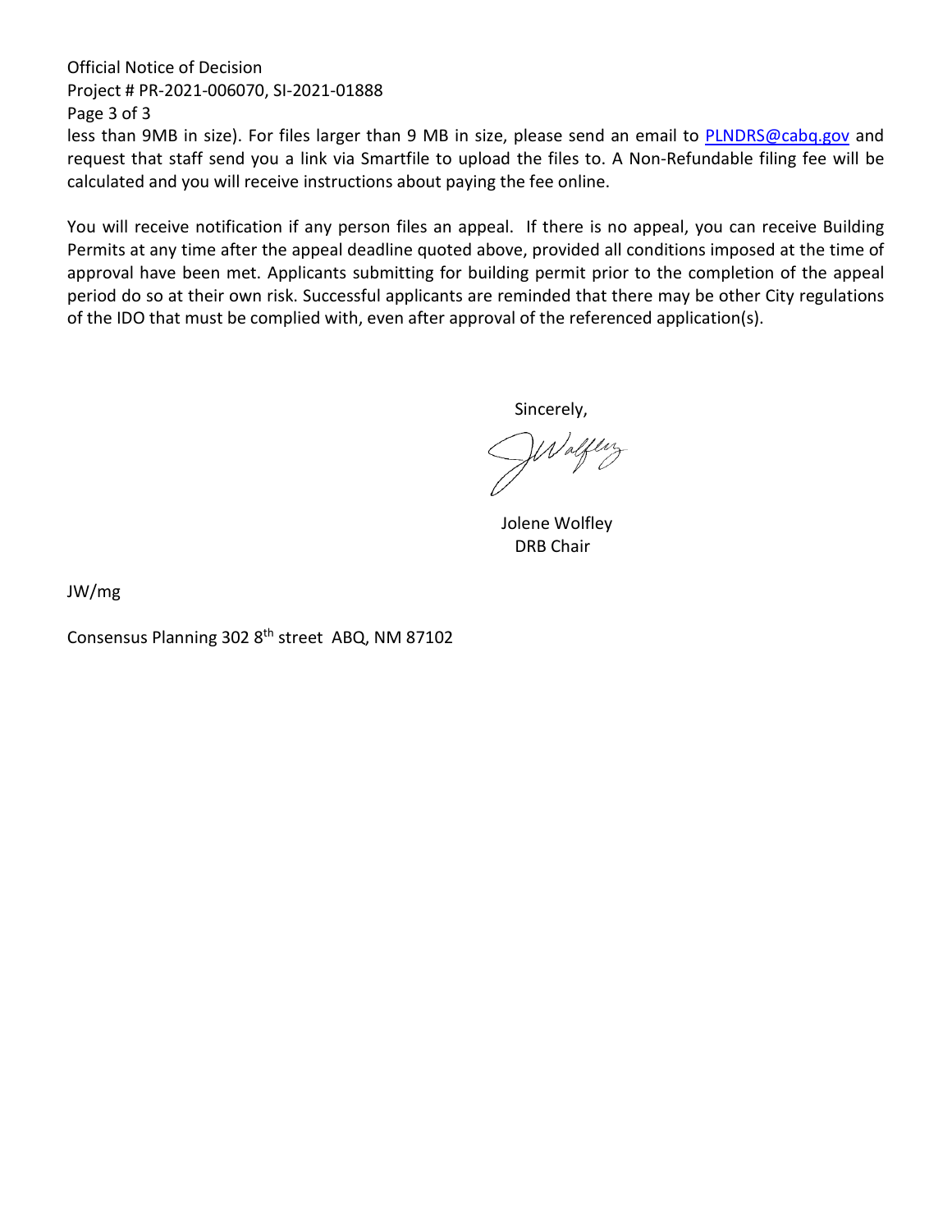less than 9MB in size). For files larger than 9 MB in size, please send an email to PLNDRS@cabq.gov and request that staff send you a link via Smartfile to upload the files to. A Non-Refundable filing fee will be calculated and you will receive instructions about paying the fee online.

You will receive notification if any person files an appeal. If there is no appeal, you can receive Building Permits at any time after the appeal deadline quoted above, provided all conditions imposed at the time of approval have been met. Applicants submitting for building permit prior to the completion of the appeal period do so at their own risk. Successful applicants are reminded that there may be other City regulations of the IDO that must be complied with, even after approval of the referenced application(s).

Sincerely,

Jolene Wolfley
DRB Chair

JW/mg

Consensus Planning 302 8th street ABQ, NM 87102